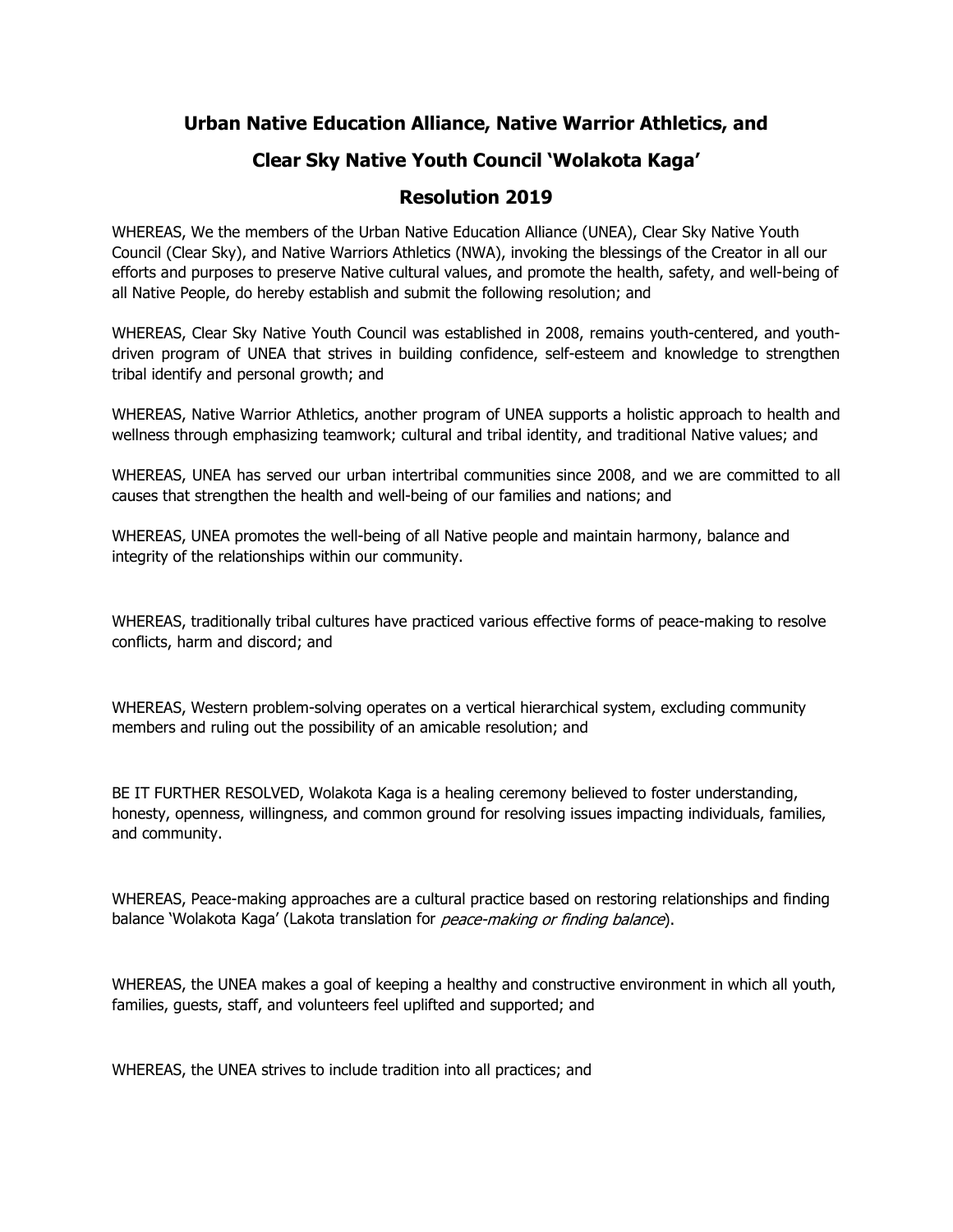# Urban Native Education Alliance, Native Warrior Athletics, and Clear Sky Native Youth Council 'Wolakota Kaga' Resolution 2019

WHEREAS, We the members of the Urban Native Education Alliance (UNEA), Clear Sky Native Youth Council (Clear Sky), and Native Warriors Athletics (NWA), invoking the blessings of the Creator in all our efforts and purposes to preserve Native cultural values, and promote the health, safety, and well-being of all Native People, do hereby establish and submit the following resolution; and

WHEREAS, Clear Sky Native Youth Council was established in 2008, remains youth-centered, and youth-driven program of UNEA that strives in building confidence, self-esteem and knowledge to strengthen tribal identify and personal growth; and

WHEREAS, Native Warrior Athletics, another program of UNEA supports a holistic approach to health and wellness through emphasizing teamwork; cultural and tribal identity, and traditional Native values; and

WHEREAS, UNEA has served our urban intertribal communities since 2008, and we are committed to all causes that strengthen the health and well-being of our families and nations; and

WHEREAS, UNEA promotes the well-being of all Native people and maintain harmony, balance and integrity of the relationships within our community.

WHEREAS, traditionally tribal cultures have practiced various effective forms of peace-making to resolve conflicts, harm and discord; and

WHEREAS, Western problem-solving operates on a vertical hierarchical system, excluding community members and ruling out the possibility of an amicable resolution; and

BE IT FURTHER RESOLVED, Wolakota Kaga is a healing ceremony believed to foster understanding, honesty, openness, willingness, and common ground for resolving issues impacting individuals, families, and community.

WHEREAS, Peace-making approaches are a cultural practice based on restoring relationships and finding balance 'Wolakota Kaga' (Lakota translation for *peace-making or finding balance*).

WHEREAS, the UNEA makes a goal of keeping a healthy and constructive environment in which all youth, families, guests, staff, and volunteers feel uplifted and supported; and

WHEREAS, the UNEA strives to include tradition into all practices; and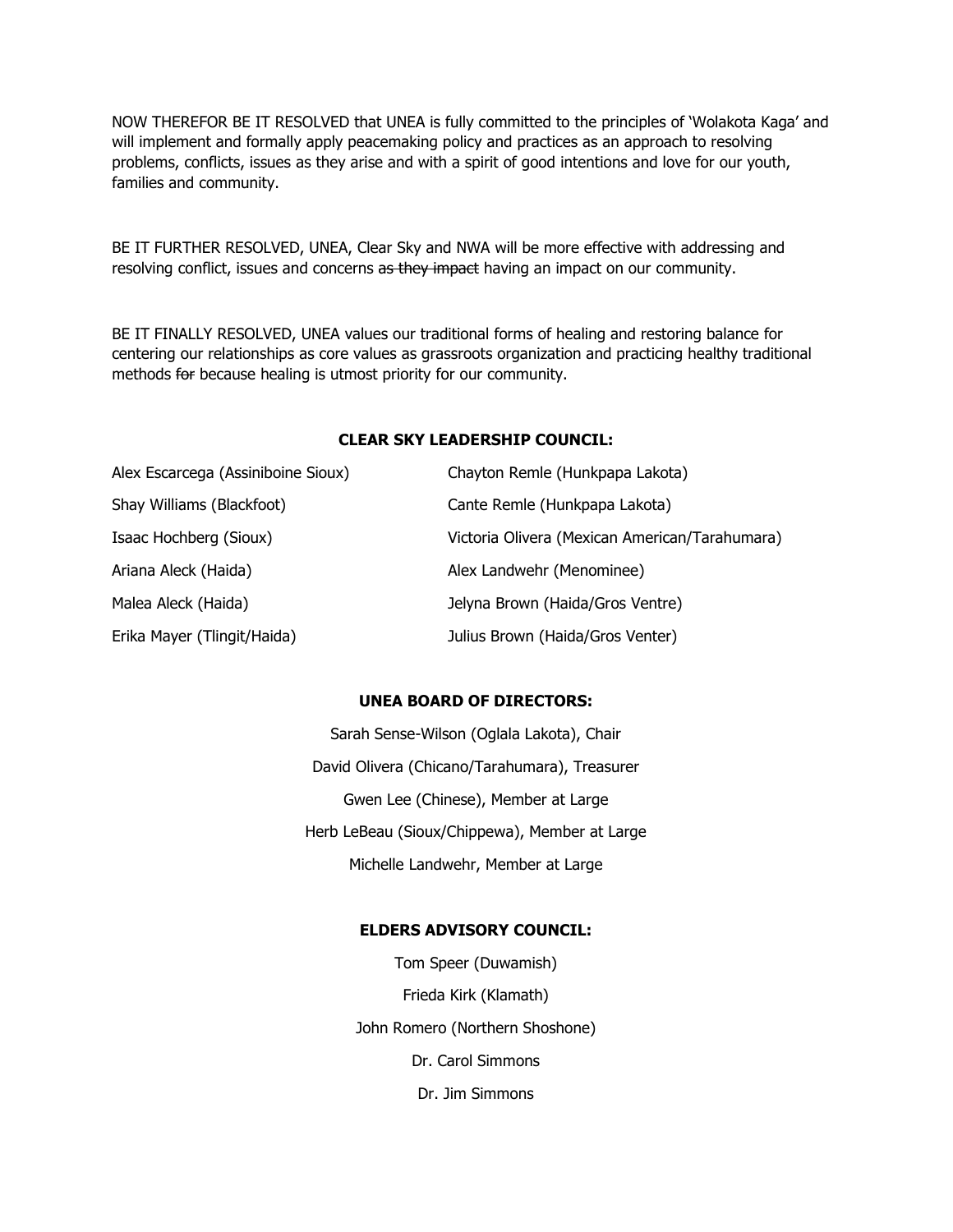NOW THEREFOR BE IT RESOLVED that UNEA is fully committed to the principles of 'Wolakota Kaga' and will implement and formally apply peacemaking policy and practices as an approach to resolving problems, conflicts, issues as they arise and with a spirit of good intentions and love for our youth, families and community.

BE IT FURTHER RESOLVED, UNEA, Clear Sky and NWA will be more effective with addressing and resolving conflict, issues and concerns ~~as they impact~~ having an impact on our community.

BE IT FINALLY RESOLVED, UNEA values our traditional forms of healing and restoring balance for centering our relationships as core values as grassroots organization and practicing healthy traditional methods ~~for~~ because healing is utmost priority for our community.

**CLEAR SKY LEADERSHIP COUNCIL:**

Alex Escarcega (Assiniboine Sioux)

Shay Williams (Blackfoot)

Isaac Hochberg (Sioux)

Ariana Aleck (Haida)

Malea Aleck (Haida)

Erika Mayer (Tlingit/Haida)

Chayton Remle (Hunkpapa Lakota)

Cante Remle (Hunkpapa Lakota)

Victoria Olivera (Mexican American/Tarahumara)

Alex Landwehr (Menominee)

Jelyna Brown (Haida/Gros Ventre)

Julius Brown (Haida/Gros Venter)

**UNEA BOARD OF DIRECTORS:**

Sarah Sense-Wilson (Oglala Lakota), Chair

David Olivera (Chicano/Tarahumara), Treasurer

Gwen Lee (Chinese), Member at Large

Herb LeBeau (Sioux/Chippewa), Member at Large

Michelle Landwehr, Member at Large

**ELDERS ADVISORY COUNCIL:**

Tom Speer (Duwamish)

Frieda Kirk (Klamath)

John Romero (Northern Shoshone)

Dr. Carol Simmons

Dr. Jim Simmons